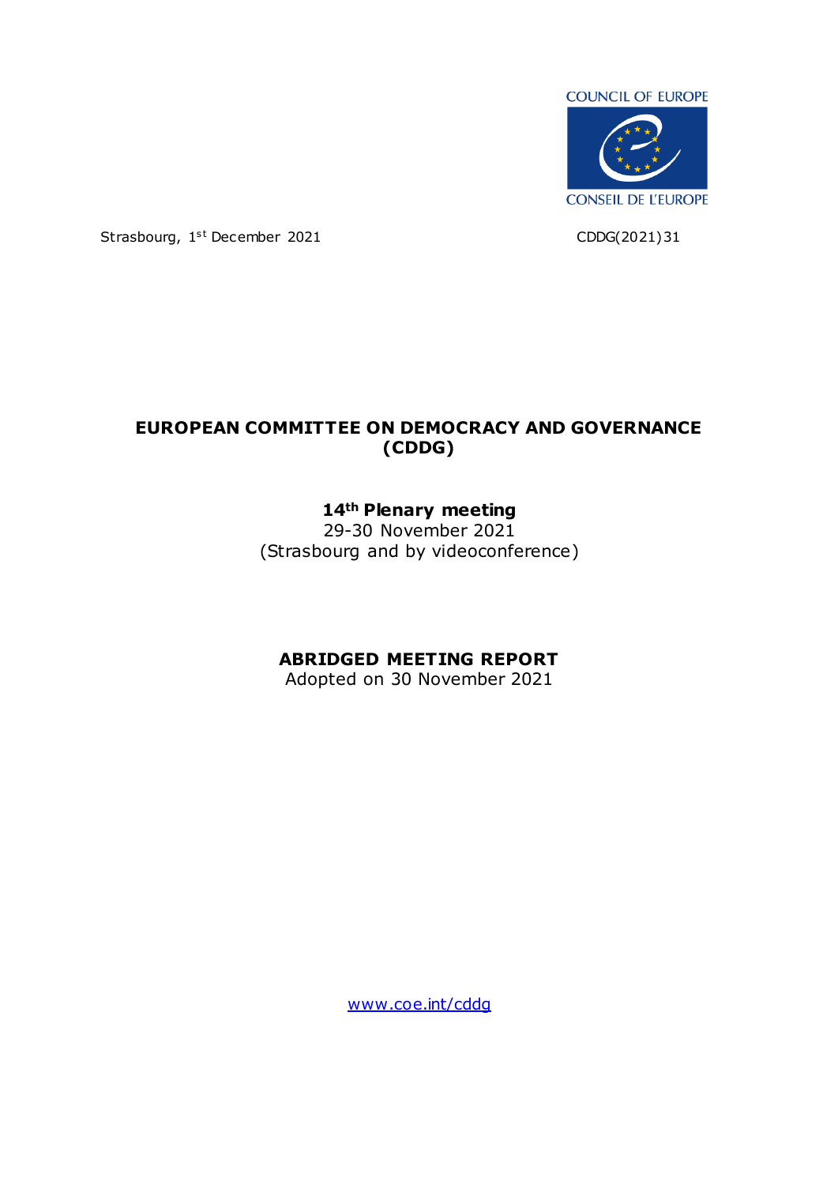COUNCIL OF EUROPE

CONSEIL DE L'EUROPE

Strasbourg, 1st December 2021

CDDG(2021)31

# EUROPEAN COMMITTEE ON DEMOCRACY AND GOVERNANCE (CDDG)

## 14th Plenary meeting

29-30 November 2021

(Strasbourg and by videoconference)

## ABRIDGED MEETING REPORT

Adopted on 30 November 2021

www.coe.int/cddg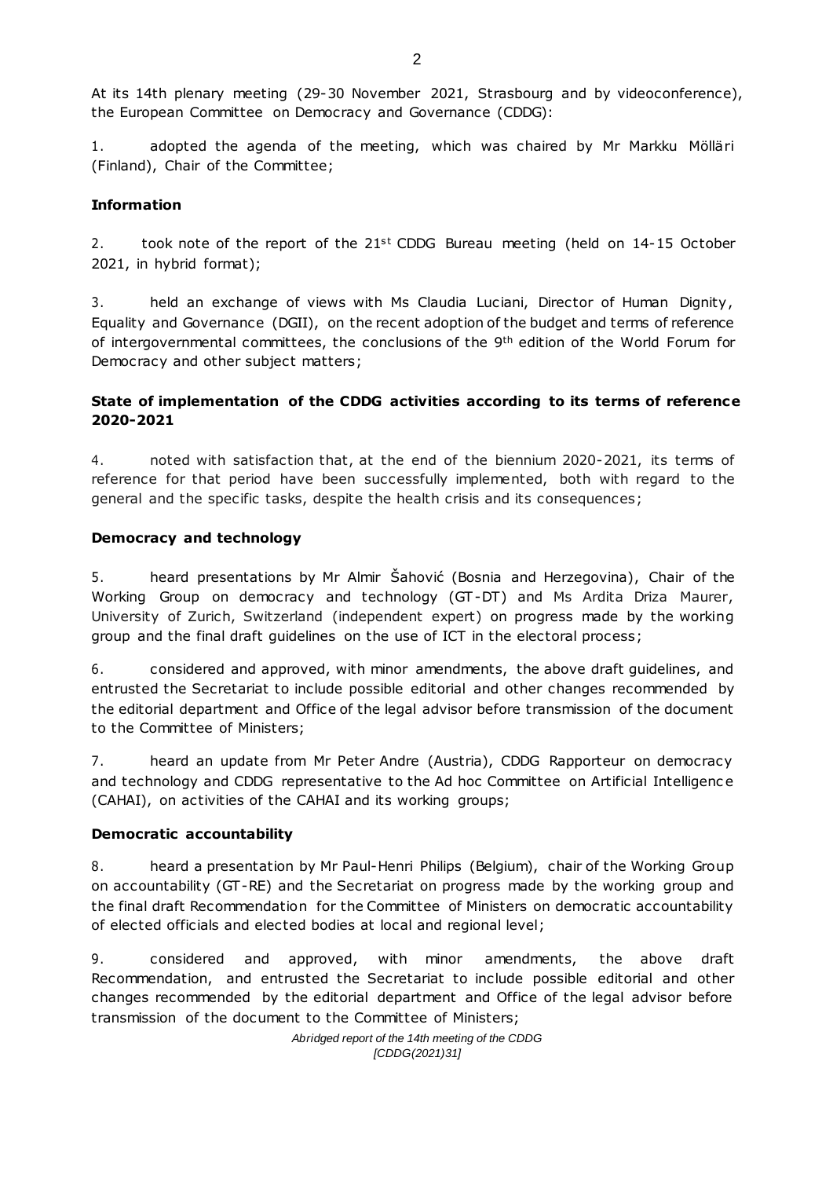At its 14th plenary meeting (29-30 November 2021, Strasbourg and by videoconference), the European Committee on Democracy and Governance (CDDG):

1. adopted the agenda of the meeting, which was chaired by Mr Markku Mölläri (Finland), Chair of the Committee;

**Information**

2. took note of the report of the 21st CDDG Bureau meeting (held on 14-15 October 2021, in hybrid format);

3. held an exchange of views with Ms Claudia Luciani, Director of Human Dignity, Equality and Governance (DGII), on the recent adoption of the budget and terms of reference of intergovernmental committees, the conclusions of the 9th edition of the World Forum for Democracy and other subject matters;

**State of implementation of the CDDG activities according to its terms of reference 2020-2021**

4. noted with satisfaction that, at the end of the biennium 2020-2021, its terms of reference for that period have been successfully implemented, both with regard to the general and the specific tasks, despite the health crisis and its consequences;

**Democracy and technology**

5. heard presentations by Mr Almir Šahović (Bosnia and Herzegovina), Chair of the Working Group on democracy and technology (GT-DT) and Ms Ardita Driza Maurer, University of Zurich, Switzerland (independent expert) on progress made by the working group and the final draft guidelines on the use of ICT in the electoral process;

6. considered and approved, with minor amendments, the above draft guidelines, and entrusted the Secretariat to include possible editorial and other changes recommended by the editorial department and Office of the legal advisor before transmission of the document to the Committee of Ministers;

7. heard an update from Mr Peter Andre (Austria), CDDG Rapporteur on democracy and technology and CDDG representative to the Ad hoc Committee on Artificial Intelligence (CAHAI), on activities of the CAHAI and its working groups;

**Democratic accountability**

8. heard a presentation by Mr Paul-Henri Philips (Belgium), chair of the Working Group on accountability (GT-RE) and the Secretariat on progress made by the working group and the final draft Recommendation for the Committee of Ministers on democratic accountability of elected officials and elected bodies at local and regional level;

9. considered and approved, with minor amendments, the above draft Recommendation, and entrusted the Secretariat to include possible editorial and other changes recommended by the editorial department and Office of the legal advisor before transmission of the document to the Committee of Ministers;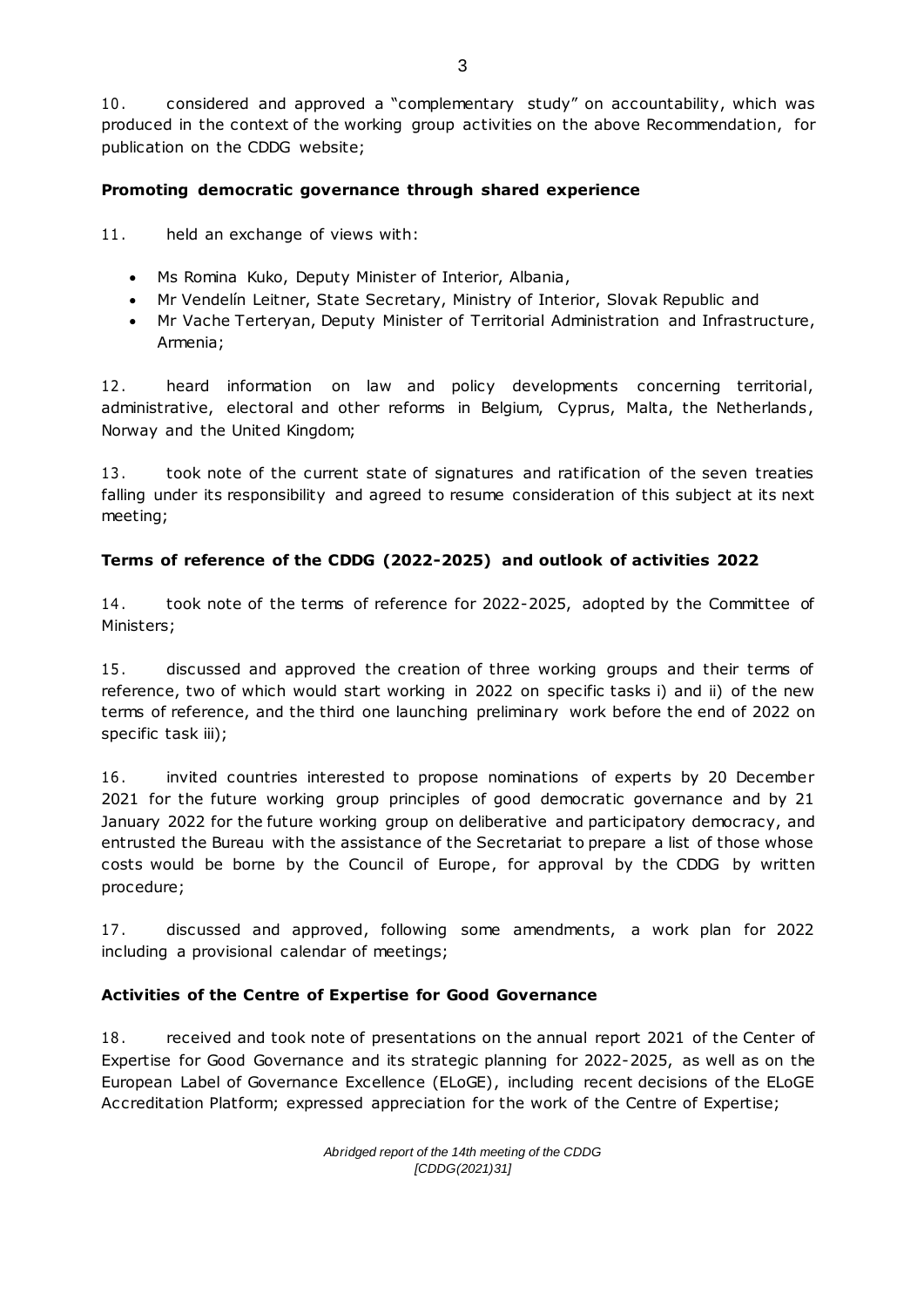10. considered and approved a "complementary study" on accountability, which was produced in the context of the working group activities on the above Recommendation, for publication on the CDDG website;

**Promoting democratic governance through shared experience**

11. held an exchange of views with:

- Ms Romina Kuko, Deputy Minister of Interior, Albania,
- Mr Vendelín Leitner, State Secretary, Ministry of Interior, Slovak Republic and
- Mr Vache Terteryan, Deputy Minister of Territorial Administration and Infrastructure, Armenia;

12. heard information on law and policy developments concerning territorial, administrative, electoral and other reforms in Belgium, Cyprus, Malta, the Netherlands, Norway and the United Kingdom;

13. took note of the current state of signatures and ratification of the seven treaties falling under its responsibility and agreed to resume consideration of this subject at its next meeting;

**Terms of reference of the CDDG (2022-2025) and outlook of activities 2022**

14. took note of the terms of reference for 2022-2025, adopted by the Committee of Ministers;

15. discussed and approved the creation of three working groups and their terms of reference, two of which would start working in 2022 on specific tasks i) and ii) of the new terms of reference, and the third one launching preliminary work before the end of 2022 on specific task iii);

16. invited countries interested to propose nominations of experts by 20 December 2021 for the future working group principles of good democratic governance and by 21 January 2022 for the future working group on deliberative and participatory democracy, and entrusted the Bureau with the assistance of the Secretariat to prepare a list of those whose costs would be borne by the Council of Europe, for approval by the CDDG by written procedure;

17. discussed and approved, following some amendments, a work plan for 2022 including a provisional calendar of meetings;

**Activities of the Centre of Expertise for Good Governance**

18. received and took note of presentations on the annual report 2021 of the Center of Expertise for Good Governance and its strategic planning for 2022-2025, as well as on the European Label of Governance Excellence (ELoGE), including recent decisions of the ELoGE Accreditation Platform; expressed appreciation for the work of the Centre of Expertise;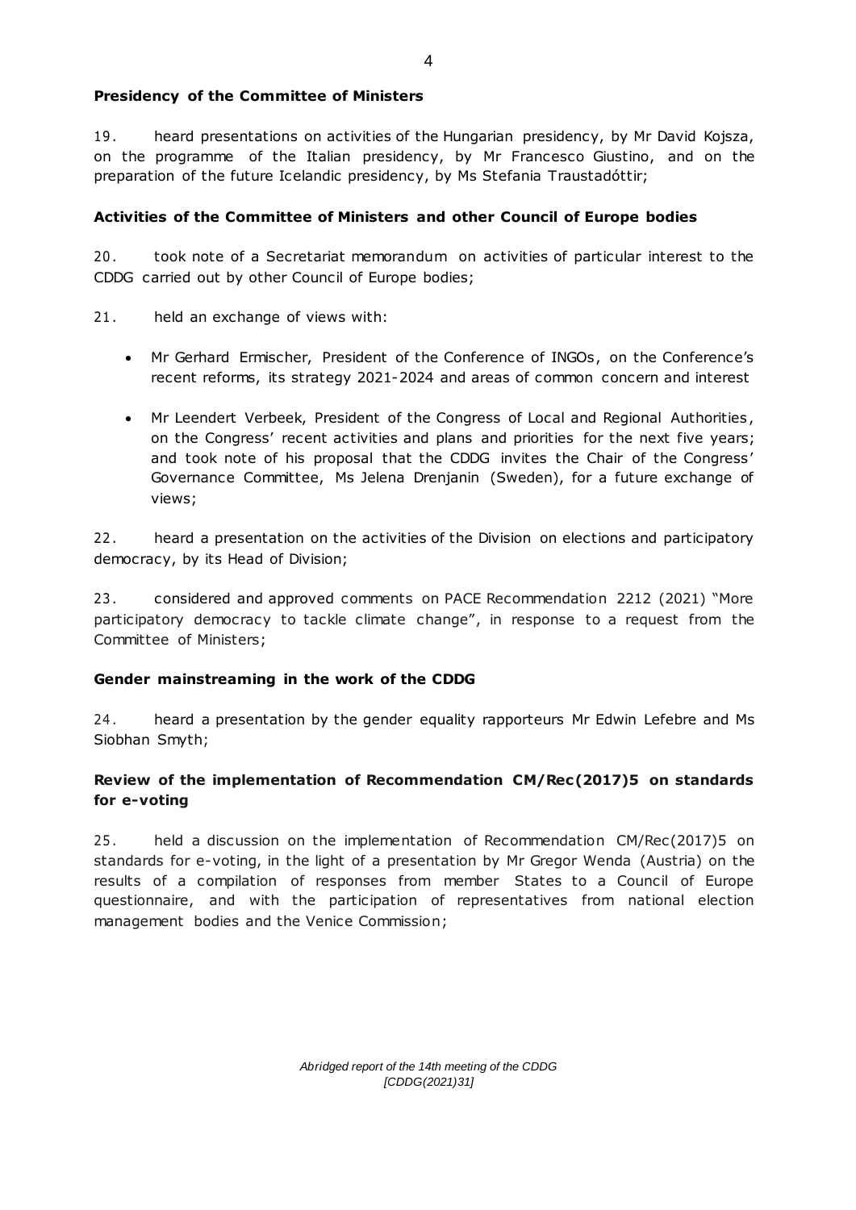**Presidency of the Committee of Ministers**

19. heard presentations on activities of the Hungarian presidency, by Mr David Kojsza, on the programme of the Italian presidency, by Mr Francesco Giustino, and on the preparation of the future Icelandic presidency, by Ms Stefania Traustadóttir;

**Activities of the Committee of Ministers and other Council of Europe bodies**

20. took note of a Secretariat memorandum on activities of particular interest to the CDDG carried out by other Council of Europe bodies;

21. held an exchange of views with:

- Mr Gerhard Ermischer, President of the Conference of INGOs, on the Conference's recent reforms, its strategy 2021-2024 and areas of common concern and interest
- Mr Leendert Verbeek, President of the Congress of Local and Regional Authorities, on the Congress' recent activities and plans and priorities for the next five years; and took note of his proposal that the CDDG invites the Chair of the Congress' Governance Committee, Ms Jelena Drenjanin (Sweden), for a future exchange of views;

22. heard a presentation on the activities of the Division on elections and participatory democracy, by its Head of Division;

23. considered and approved comments on PACE Recommendation 2212 (2021) "More participatory democracy to tackle climate change", in response to a request from the Committee of Ministers;

**Gender mainstreaming in the work of the CDDG**

24. heard a presentation by the gender equality rapporteurs Mr Edwin Lefebre and Ms Siobhan Smyth;

**Review of the implementation of Recommendation CM/Rec(2017)5 on standards for e-voting**

25. held a discussion on the implementation of Recommendation CM/Rec(2017)5 on standards for e-voting, in the light of a presentation by Mr Gregor Wenda (Austria) on the results of a compilation of responses from member States to a Council of Europe questionnaire, and with the participation of representatives from national election management bodies and the Venice Commission;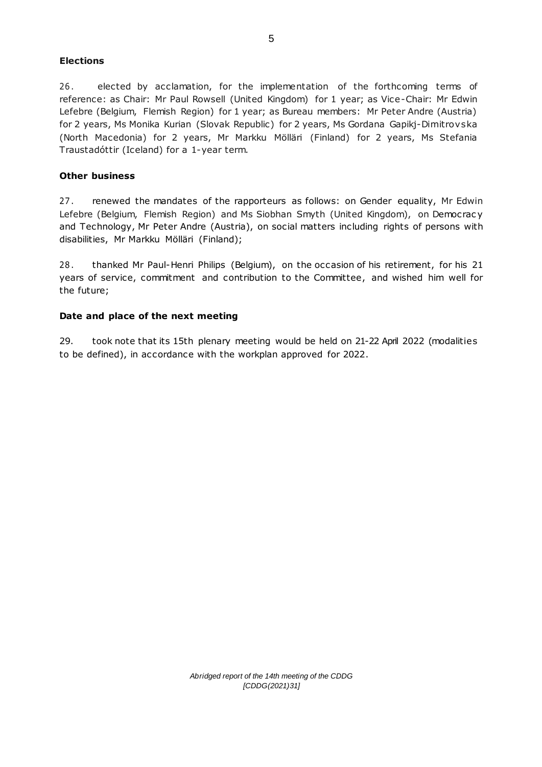**Elections**

26. elected by acclamation, for the implementation of the forthcoming terms of reference: as Chair: Mr Paul Rowsell (United Kingdom) for 1 year; as Vice-Chair: Mr Edwin Lefebre (Belgium, Flemish Region) for 1 year; as Bureau members: Mr Peter Andre (Austria) for 2 years, Ms Monika Kurian (Slovak Republic) for 2 years, Ms Gordana Gapikj-Dimitrovska (North Macedonia) for 2 years, Mr Markku Mölläri (Finland) for 2 years, Ms Stefania Traustadóttir (Iceland) for a 1-year term.

**Other business**

27. renewed the mandates of the rapporteurs as follows: on Gender equality, Mr Edwin Lefebre (Belgium, Flemish Region) and Ms Siobhan Smyth (United Kingdom), on Democracy and Technology, Mr Peter Andre (Austria), on social matters including rights of persons with disabilities, Mr Markku Mölläri (Finland);

28. thanked Mr Paul-Henri Philips (Belgium), on the occasion of his retirement, for his 21 years of service, commitment and contribution to the Committee, and wished him well for the future;

**Date and place of the next meeting**

29. took note that its 15th plenary meeting would be held on 21-22 April 2022 (modalities to be defined), in accordance with the workplan approved for 2022.